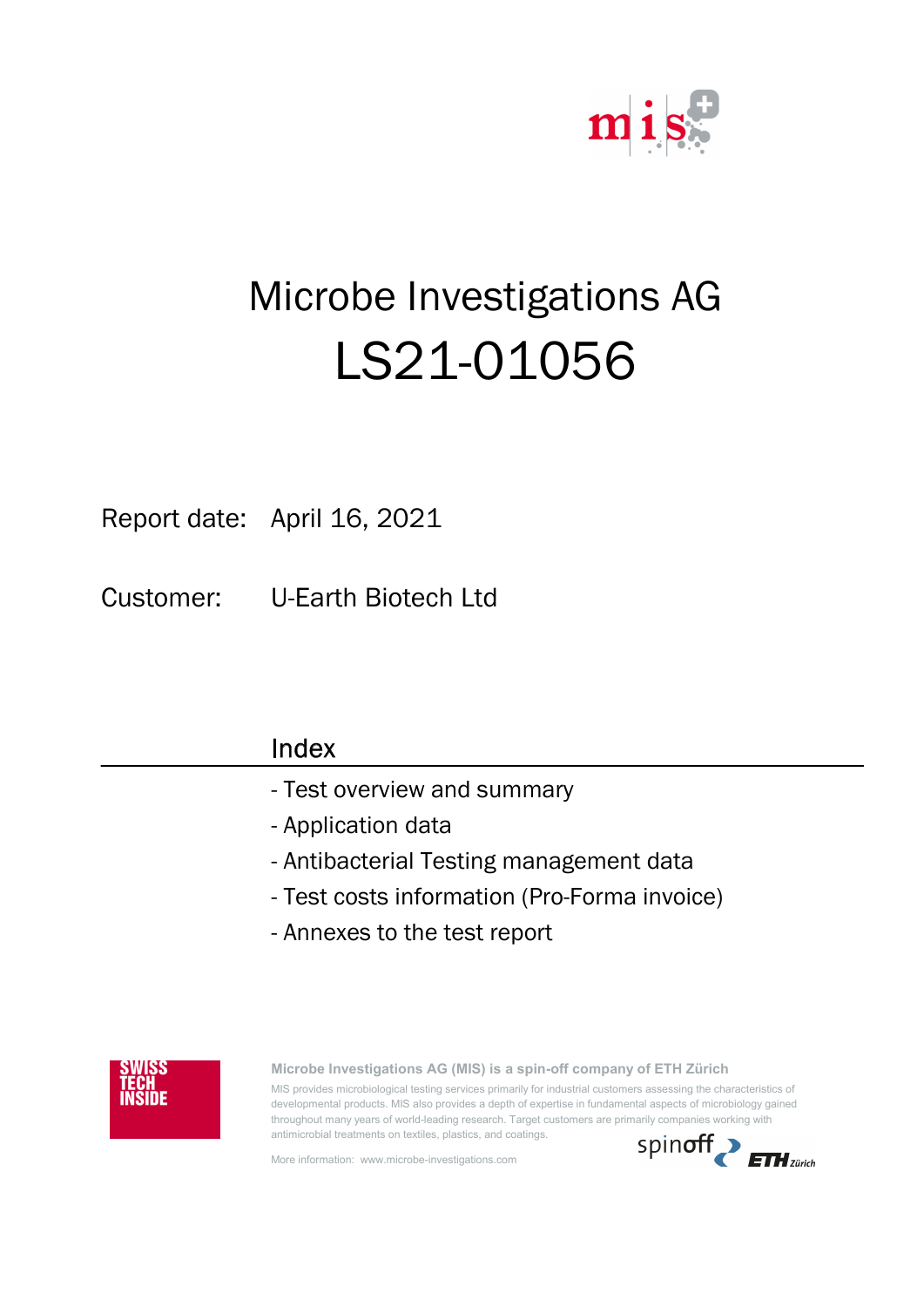# Microbe Investigations AG

# LS21-01056

Report date: April 16, 2021

Customer: U-Earth Biotech Ltd

## Index

- Test overview and summary
- Application data
- Antibacterial Testing management data
- Test costs information (Pro-Forma invoice)
- Annexes to the test report

SWISS TECH INSIDE

**Microbe Investigations AG (MIS) is a spin-off company of ETH Zürich**

MIS provides microbiological testing services primarily for industrial customers assessing the characteristics of developmental products. MIS also provides a depth of expertise in fundamental aspects of microbiology gained throughout many years of world-leading research. Target customers are primarily companies working with antimicrobial treatments on textiles, plastics, and coatings.

More information: www.microbe-investigations.com

spinoff ETH Zürich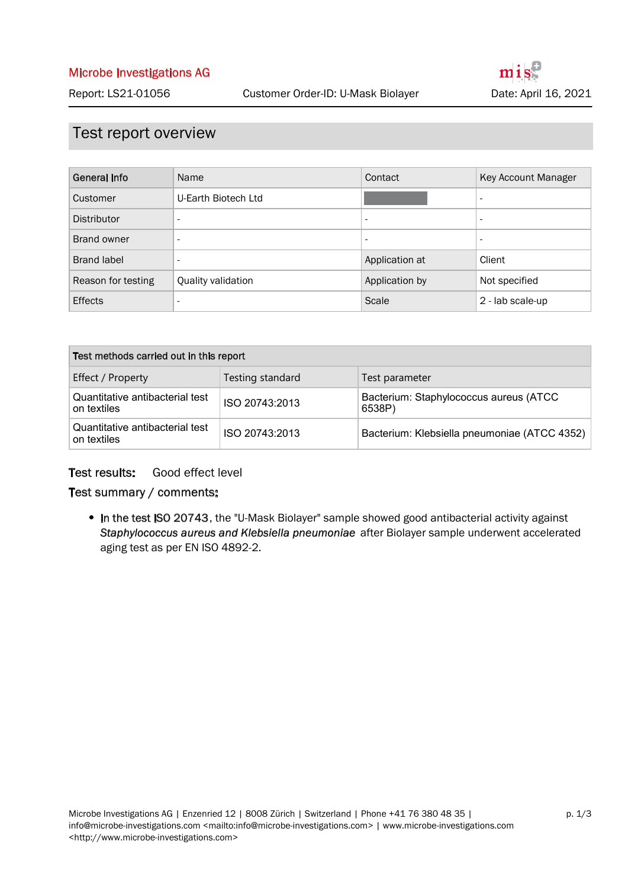Microbe Investigations AG

Report: LS21-01056 | Customer Order-ID: U-Mask Biolayer | Date: April 16, 2021

## Test report overview

| General Info | Name | Contact | Key Account Manager |
|---|---|---|---|
| Customer | U-Earth Biotech Ltd | | - |
| Distributor | - | - | - |
| Brand owner | - | - | - |
| Brand label | - | Application at | Client |
| Reason for testing | Quality validation | Application by | Not specified |
| Effects | - | Scale | 2 - lab scale-up |

| Test methods carried out in this report | | |
|---|---|---|
| Effect / Property | Testing standard | Test parameter |
| Quantitative antibacterial test on textiles | ISO 20743:2013 | Bacterium: Staphylococcus aureus (ATCC 6538P) |
| Quantitative antibacterial test on textiles | ISO 20743:2013 | Bacterium: Klebsiella pneumoniae (ATCC 4352) |

**Test results:** Good effect level

**Test summary / comments:**

- In the test ISO 20743, the "U-Mask Biolayer" sample showed good antibacterial activity against *Staphylococcus aureus and Klebsiella pneumoniae* after Biolayer sample underwent accelerated aging test as per EN ISO 4892-2.

Microbe Investigations AG | Enzenried 12 | 8008 Zürich | Switzerland | Phone +41 76 380 48 35 | info@microbe-investigations.com <mailto:info@microbe-investigations.com> | www.microbe-investigations.com <http://www.microbe-investigations.com>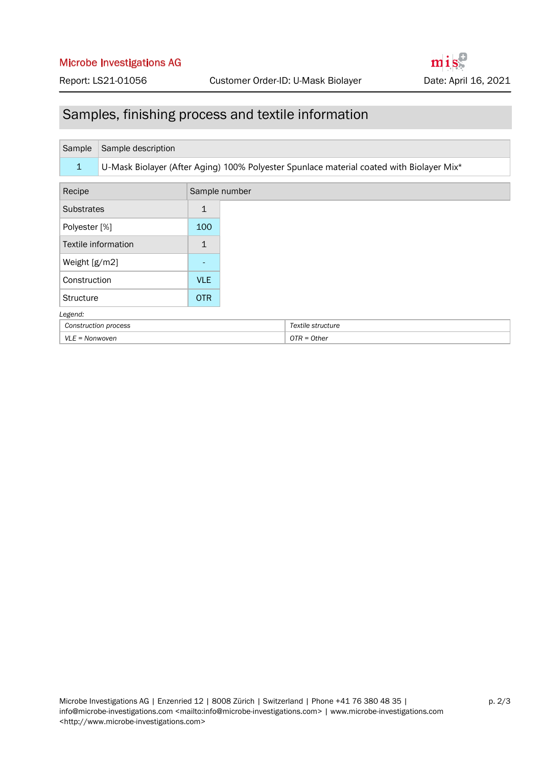## Samples, finishing process and textile information

| Sample | Sample description |
|---|---|
| 1 | U-Mask Biolayer (After Aging) 100% Polyester Spunlace material coated with Biolayer Mix* |

| Recipe | Sample number |
|---|---|
| Substrates | 1 |
| Polyester [%] | 100 |
| Textile information | 1 |
| Weight [g/m2] | - |
| Construction | VLE |
| Structure | OTR |

*Legend:*

| *Construction process* | *Textile structure* |
|---|---|
| *VLE = Nonwoven* | *OTR = Other* |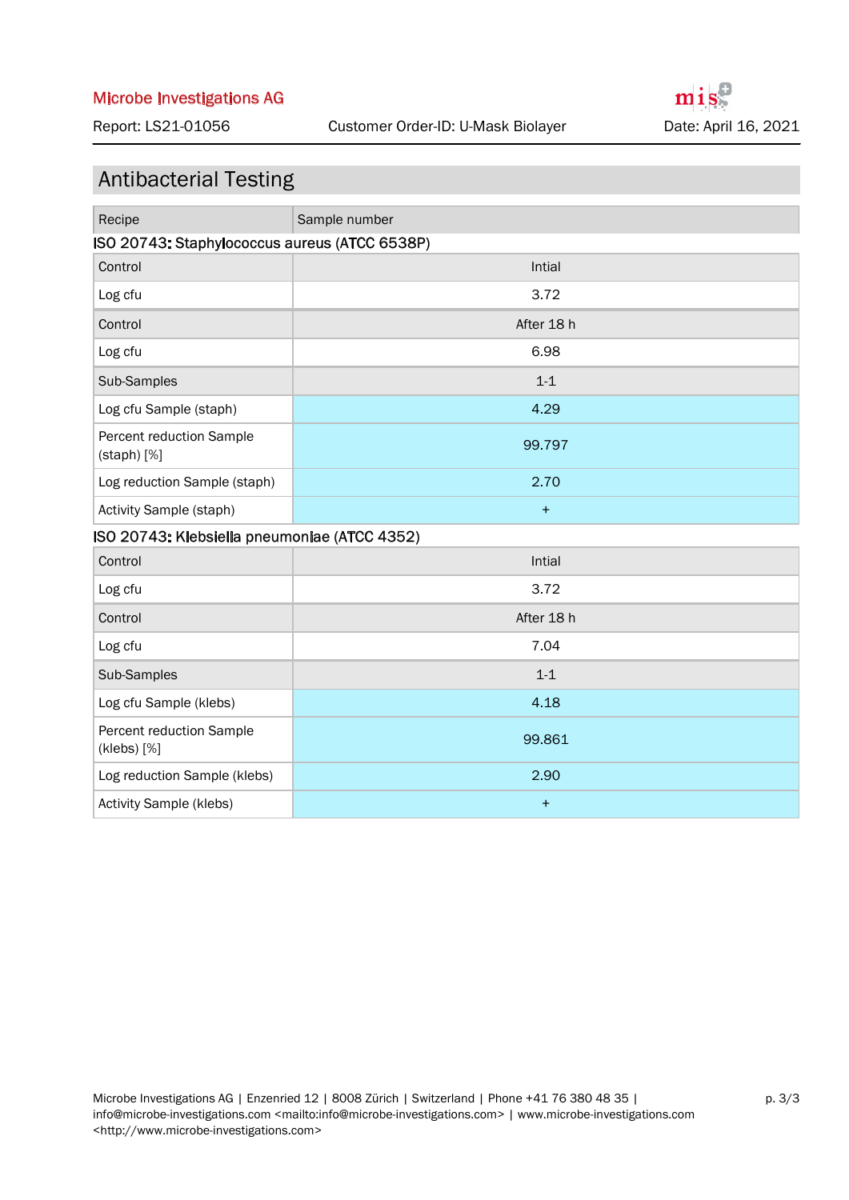## Antibacterial Testing

| Recipe | Sample number |
|---|---|
| **ISO 20743: Staphylococcus aureus (ATCC 6538P)** | |
| Control | Intial |
| Log cfu | 3.72 |
| Control | After 18 h |
| Log cfu | 6.98 |
| Sub-Samples | 1-1 |
| Log cfu Sample (staph) | 4.29 |
| Percent reduction Sample (staph) [%] | 99.797 |
| Log reduction Sample (staph) | 2.70 |
| Activity Sample (staph) | + |
| **ISO 20743: Klebsiella pneumoniae (ATCC 4352)** | |
| Control | Intial |
| Log cfu | 3.72 |
| Control | After 18 h |
| Log cfu | 7.04 |
| Sub-Samples | 1-1 |
| Log cfu Sample (klebs) | 4.18 |
| Percent reduction Sample (klebs) [%] | 99.861 |
| Log reduction Sample (klebs) | 2.90 |
| Activity Sample (klebs) | + |